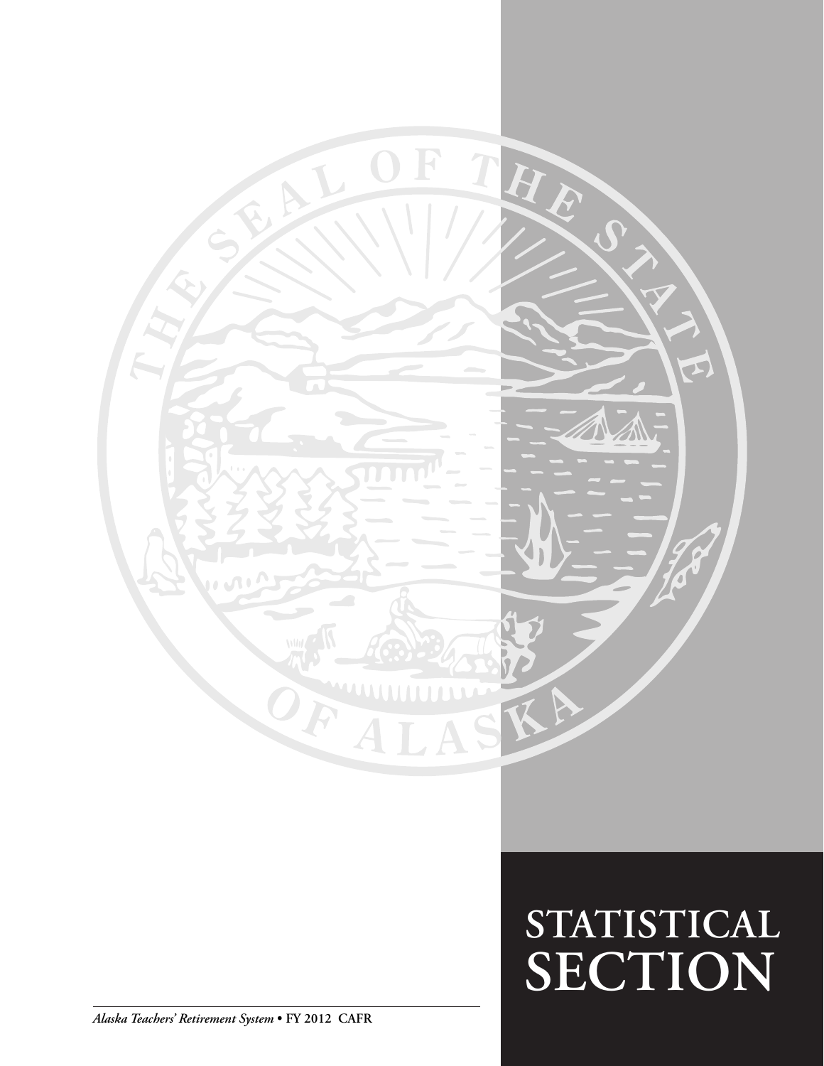# STATISTICAL SECTION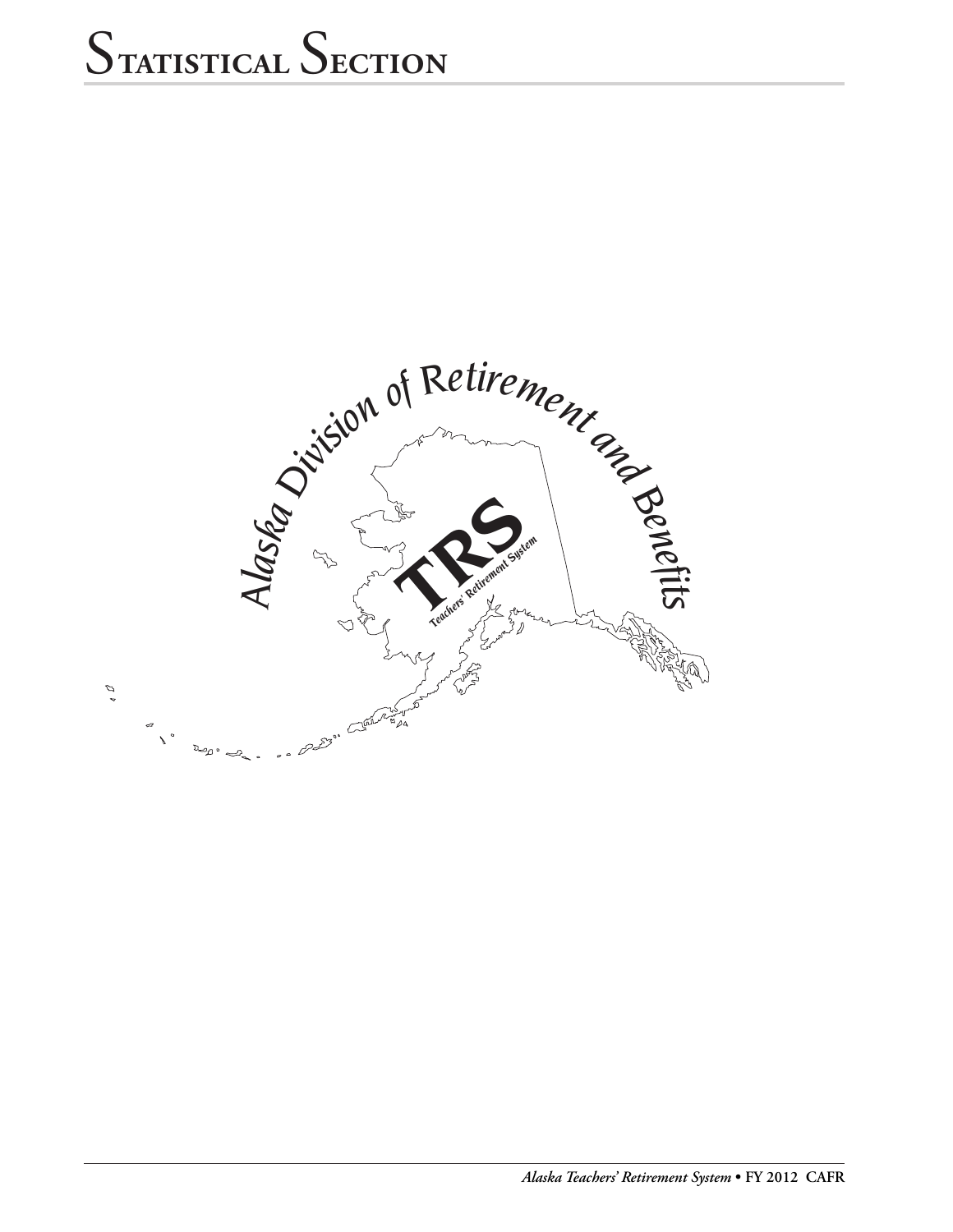# Statistical Section

Alaska Division of Retirement and Benefits

TRS

Teachers' Retirement System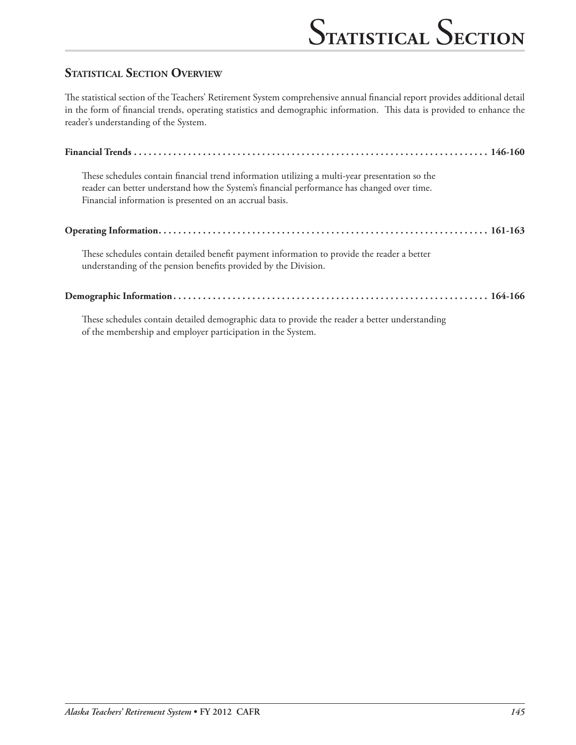# Statistical Section

## Statistical Section Overview

The statistical section of the Teachers' Retirement System comprehensive annual financial report provides additional detail in the form of financial trends, operating statistics and demographic information. This data is provided to enhance the reader's understanding of the System.

**Financial Trends . . . . . . . . . . . . . . . . . . . . . . . . . . . . . . . . . . . . . . . . . . . . . . . . . . . . . . . . . . . . . . . . . . . . . . . . . 146-160**

These schedules contain financial trend information utilizing a multi-year presentation so the reader can better understand how the System's financial performance has changed over time. Financial information is presented on an accrual basis.

**Operating Information. . . . . . . . . . . . . . . . . . . . . . . . . . . . . . . . . . . . . . . . . . . . . . . . . . . . . . . . . . . . . . . . . . . 161-163**

These schedules contain detailed benefit payment information to provide the reader a better understanding of the pension benefits provided by the Division.

**Demographic Information. . . . . . . . . . . . . . . . . . . . . . . . . . . . . . . . . . . . . . . . . . . . . . . . . . . . . . . . . . . . . . . . 164-166**

These schedules contain detailed demographic data to provide the reader a better understanding of the membership and employer participation in the System.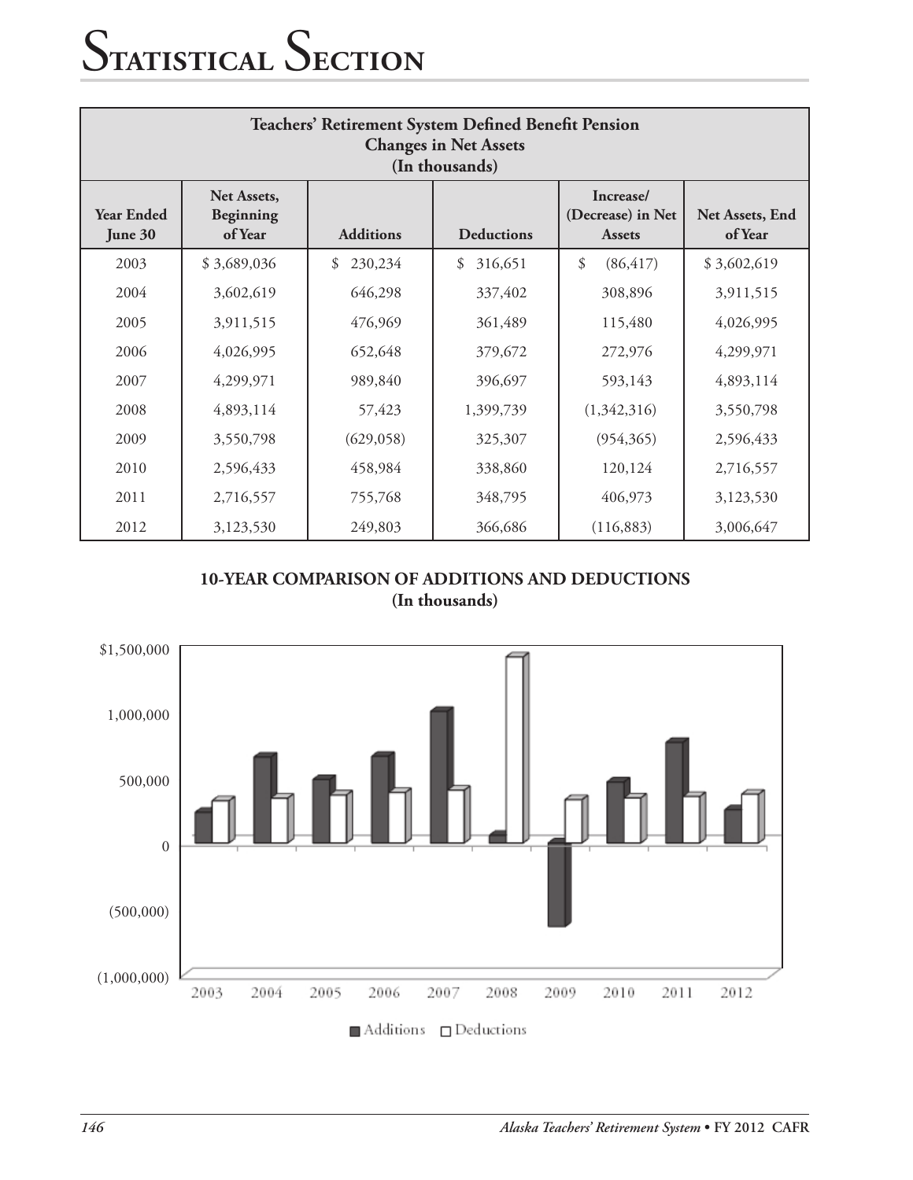# Statistical Section

| Teachers' Retirement System Defined Benefit Pension Changes in Net Assets (In thousands) | | | | | |
|---|---|---|---|---|---|
| Year Ended June 30 | Net Assets, Beginning of Year | Additions | Deductions | Increase/ (Decrease) in Net Assets | Net Assets, End of Year |
| 2003 | $ 3,689,036 | $ 230,234 | $ 316,651 | $ (86,417) | $ 3,602,619 |
| 2004 | 3,602,619 | 646,298 | 337,402 | 308,896 | 3,911,515 |
| 2005 | 3,911,515 | 476,969 | 361,489 | 115,480 | 4,026,995 |
| 2006 | 4,026,995 | 652,648 | 379,672 | 272,976 | 4,299,971 |
| 2007 | 4,299,971 | 989,840 | 396,697 | 593,143 | 4,893,114 |
| 2008 | 4,893,114 | 57,423 | 1,399,739 | (1,342,316) | 3,550,798 |
| 2009 | 3,550,798 | (629,058) | 325,307 | (954,365) | 2,596,433 |
| 2010 | 2,596,433 | 458,984 | 338,860 | 120,124 | 2,716,557 |
| 2011 | 2,716,557 | 755,768 | 348,795 | 406,973 | 3,123,530 |
| 2012 | 3,123,530 | 249,803 | 366,686 | (116,883) | 3,006,647 |

**10-YEAR COMPARISON OF ADDITIONS AND DEDUCTIONS**
**(In thousands)**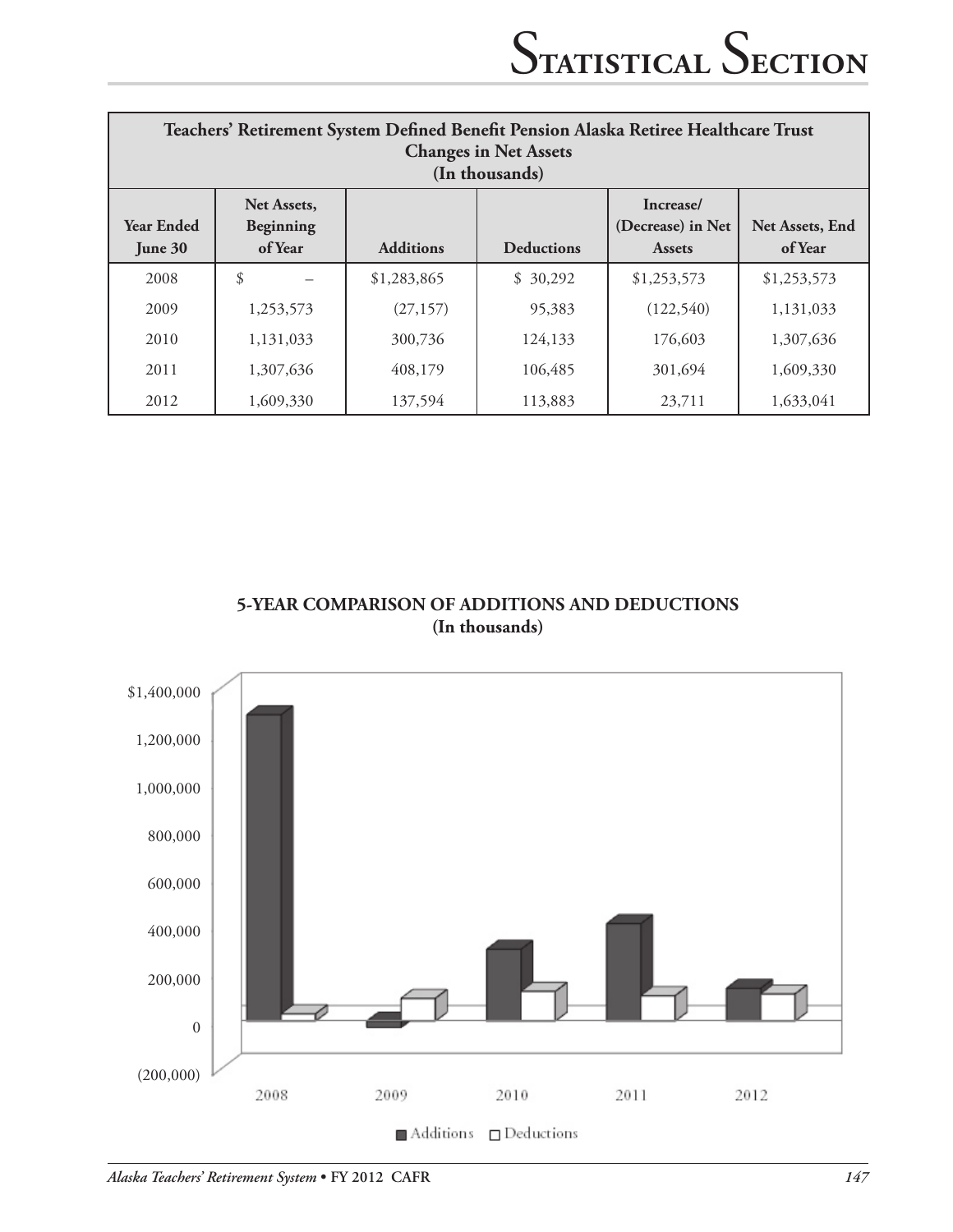| Teachers' Retirement System Defined Benefit Pension Alaska Retiree Healthcare Trust<br>Changes in Net Assets<br>(In thousands) | | | | | |
|---|---|---|---|---|---|
| **Year Ended June 30** | **Net Assets, Beginning of Year** | **Additions** | **Deductions** | **Increase/ (Decrease) in Net Assets** | **Net Assets, End of Year** |
| 2008 | $ – | $1,283,865 | $ 30,292 | $1,253,573 | $1,253,573 |
| 2009 | 1,253,573 | (27,157) | 95,383 | (122,540) | 1,131,033 |
| 2010 | 1,131,033 | 300,736 | 124,133 | 176,603 | 1,307,636 |
| 2011 | 1,307,636 | 408,179 | 106,485 | 301,694 | 1,609,330 |
| 2012 | 1,609,330 | 137,594 | 113,883 | 23,711 | 1,633,041 |

**5-YEAR COMPARISON OF ADDITIONS AND DEDUCTIONS**
**(In thousands)**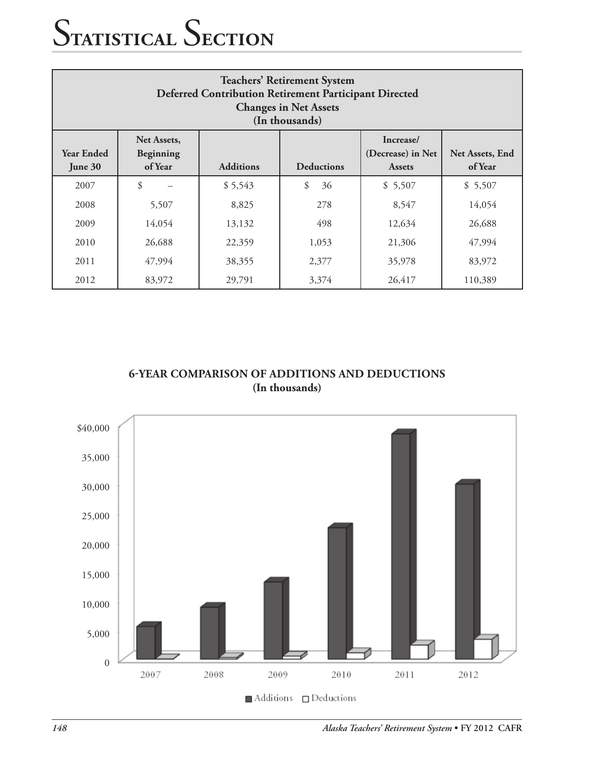# Statistical Section

| Teachers' Retirement System<br>Deferred Contribution Retirement Participant Directed<br>Changes in Net Assets<br>(In thousands) | | | | | |
|---|---|---|---|---|---|
| **Year Ended June 30** | **Net Assets, Beginning of Year** | **Additions** | **Deductions** | **Increase/ (Decrease) in Net Assets** | **Net Assets, End of Year** |
| 2007 | $ – | $ 5,543 | $ 36 | $ 5,507 | $ 5,507 |
| 2008 | 5,507 | 8,825 | 278 | 8,547 | 14,054 |
| 2009 | 14,054 | 13,132 | 498 | 12,634 | 26,688 |
| 2010 | 26,688 | 22,359 | 1,053 | 21,306 | 47,994 |
| 2011 | 47,994 | 38,355 | 2,377 | 35,978 | 83,972 |
| 2012 | 83,972 | 29,791 | 3,374 | 26,417 | 110,389 |

**6-YEAR COMPARISON OF ADDITIONS AND DEDUCTIONS**
**(In thousands)**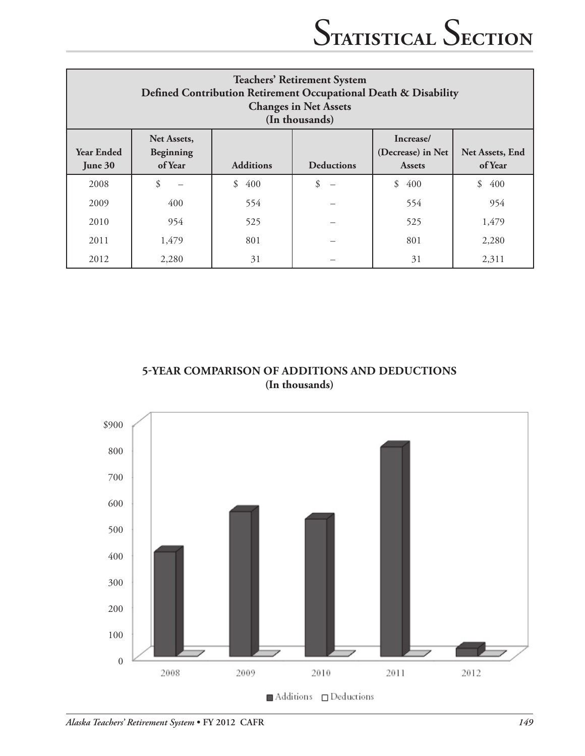| Teachers' Retirement System<br>Defined Contribution Retirement Occupational Death & Disability<br>Changes in Net Assets<br>(In thousands) | | | | | |
|---|---|---|---|---|---|
| **Year Ended June 30** | **Net Assets, Beginning of Year** | **Additions** | **Deductions** | **Increase/ (Decrease) in Net Assets** | **Net Assets, End of Year** |
| 2008 | $ – | $ 400 | $ – | $ 400 | $ 400 |
| 2009 | 400 | 554 | – | 554 | 954 |
| 2010 | 954 | 525 | – | 525 | 1,479 |
| 2011 | 1,479 | 801 | – | 801 | 2,280 |
| 2012 | 2,280 | 31 | – | 31 | 2,311 |

**5-YEAR COMPARISON OF ADDITIONS AND DEDUCTIONS**
**(In thousands)**

$900
800
700
600
500
400
300
200
100
0

2008 2009 2010 2011 2012

■ Additions □ Deductions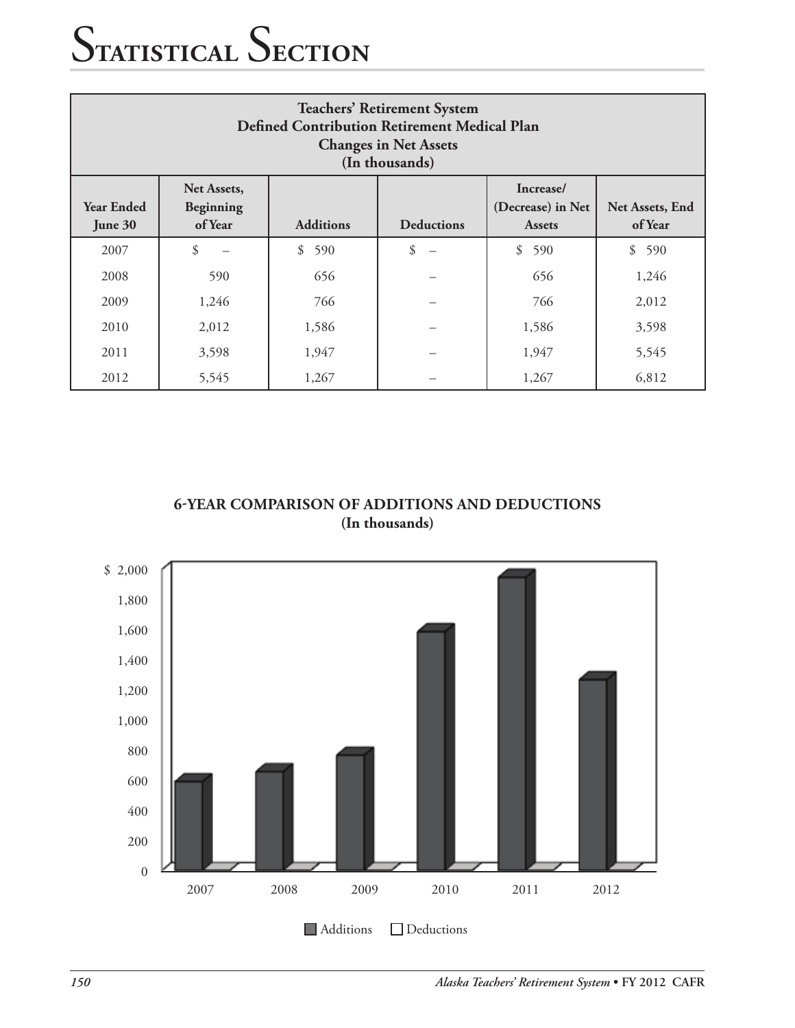# Statistical Section

| Teachers' Retirement System<br>Defined Contribution Retirement Medical Plan<br>Changes in Net Assets<br>(In thousands) | | | | | |
|---|---|---|---|---|---|
| **Year Ended June 30** | **Net Assets, Beginning of Year** | **Additions** | **Deductions** | **Increase/ (Decrease) in Net Assets** | **Net Assets, End of Year** |
| 2007 | $ – | $ 590 | $ – | $ 590 | $ 590 |
| 2008 | 590 | 656 | – | 656 | 1,246 |
| 2009 | 1,246 | 766 | – | 766 | 2,012 |
| 2010 | 2,012 | 1,586 | – | 1,586 | 3,598 |
| 2011 | 3,598 | 1,947 | – | 1,947 | 5,545 |
| 2012 | 5,545 | 1,267 | – | 1,267 | 6,812 |

**6-YEAR COMPARISON OF ADDITIONS AND DEDUCTIONS**
**(In thousands)**

| Year | Additions | Deductions |
|---|---|---|
| 2007 | 590 | – |
| 2008 | 656 | – |
| 2009 | 766 | – |
| 2010 | 1,586 | – |
| 2011 | 1,947 | – |
| 2012 | 1,267 | – |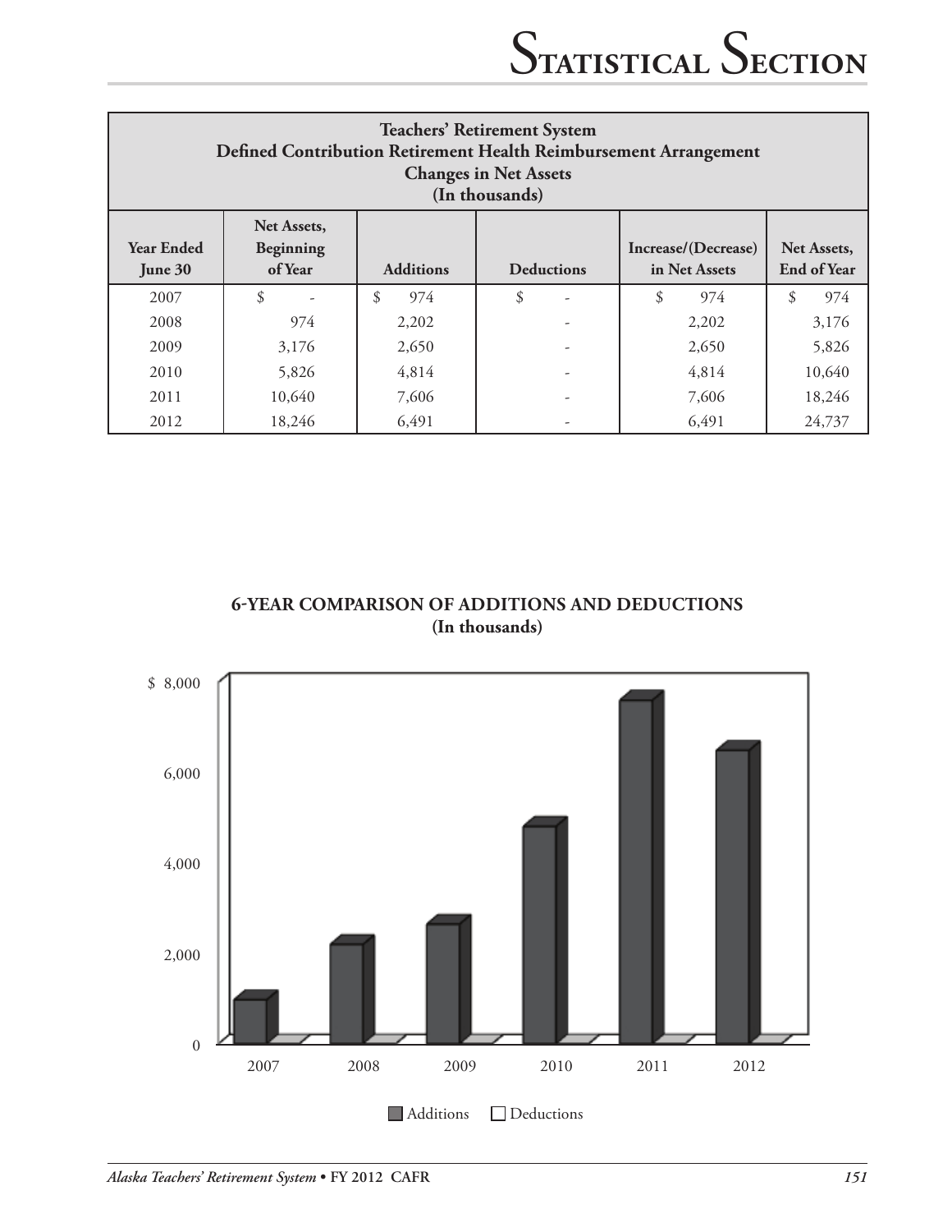| Teachers' Retirement System<br>Defined Contribution Retirement Health Reimbursement Arrangement<br>Changes in Net Assets<br>(In thousands) | | | | | |
|---|---|---|---|---|---|
| Year Ended June 30 | Net Assets, Beginning of Year | Additions | Deductions | Increase/(Decrease) in Net Assets | Net Assets, End of Year |
| 2007 | $ - | $ 974 | $ - | $ 974 | $ 974 |
| 2008 | 974 | 2,202 | - | 2,202 | 3,176 |
| 2009 | 3,176 | 2,650 | - | 2,650 | 5,826 |
| 2010 | 5,826 | 4,814 | - | 4,814 | 10,640 |
| 2011 | 10,640 | 7,606 | - | 7,606 | 18,246 |
| 2012 | 18,246 | 6,491 | - | 6,491 | 24,737 |

**6-YEAR COMPARISON OF ADDITIONS AND DEDUCTIONS**
**(In thousands)**

$ 8,000
6,000
4,000
2,000
0

2007 2008 2009 2010 2011 2012

Additions Deductions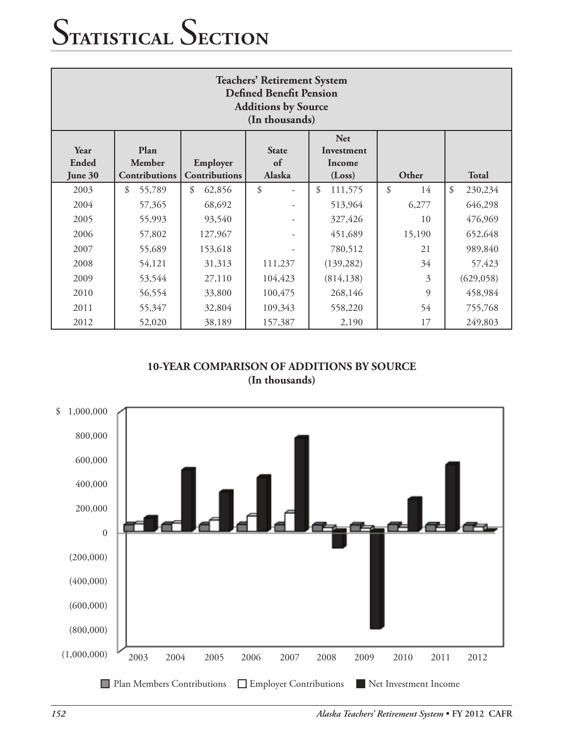# Statistical Section

**Teachers' Retirement System**
**Defined Benefit Pension**
**Additions by Source**
**(In thousands)**

| Year Ended June 30 | Plan Member Contributions | Employer Contributions | State of Alaska | Net Investment Income (Loss) | Other | Total |
|---|---|---|---|---|---|---|
| 2003 | $ 55,789 | $ 62,856 | $ - | $ 111,575 | $ 14 | $ 230,234 |
| 2004 | 57,365 | 68,692 | - | 513,964 | 6,277 | 646,298 |
| 2005 | 55,993 | 93,540 | - | 327,426 | 10 | 476,969 |
| 2006 | 57,802 | 127,967 | - | 451,689 | 15,190 | 652,648 |
| 2007 | 55,689 | 153,618 | - | 780,512 | 21 | 989,840 |
| 2008 | 54,121 | 31,313 | 111,237 | (139,282) | 34 | 57,423 |
| 2009 | 53,544 | 27,110 | 104,423 | (814,138) | 3 | (629,058) |
| 2010 | 56,554 | 33,800 | 100,475 | 268,146 | 9 | 458,984 |
| 2011 | 55,347 | 32,804 | 109,343 | 558,220 | 54 | 755,768 |
| 2012 | 52,020 | 38,189 | 157,387 | 2,190 | 17 | 249,803 |

**10-YEAR COMPARISON OF ADDITIONS BY SOURCE**
**(In thousands)**

Plan Members Contributions | Employer Contributions | Net Investment Income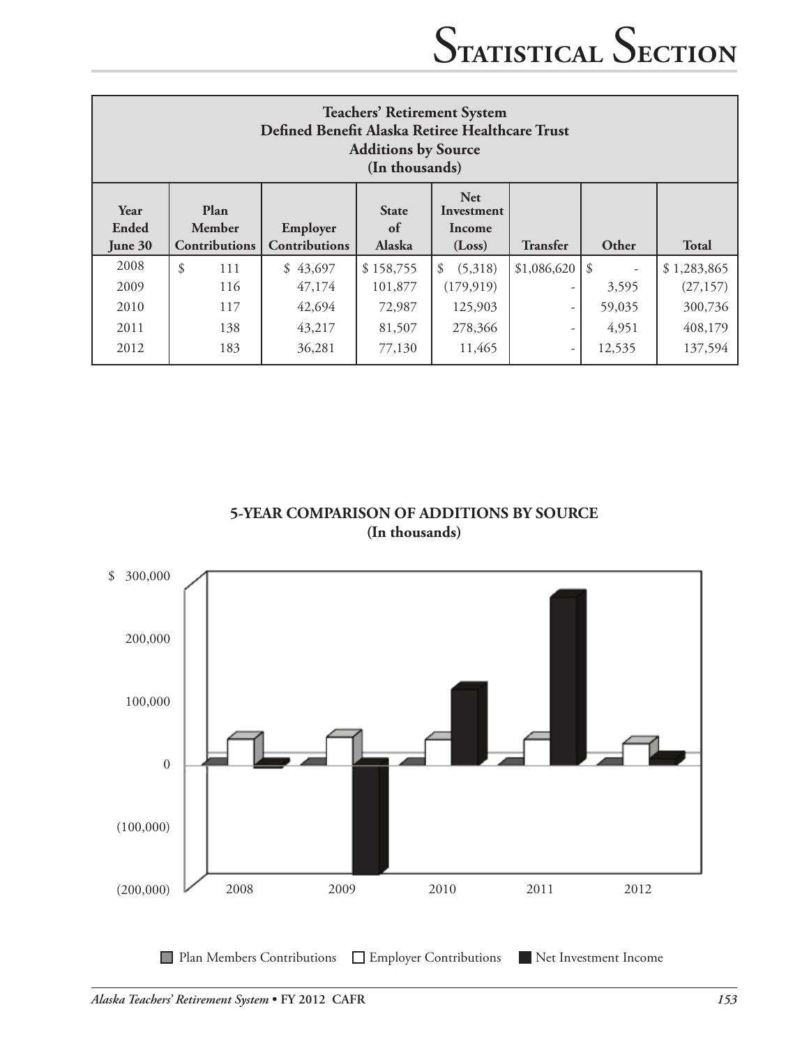## Teachers' Retirement System
### Defined Benefit Alaska Retiree Healthcare Trust
### Additions by Source
### (In thousands)

| Year Ended June 30 | Plan Member Contributions | Employer Contributions | State of Alaska | Net Investment Income (Loss) | Transfer | Other | Total |
|---|---|---|---|---|---|---|---|
| 2008 | $ 111 | $ 43,697 | $ 158,755 | $ (5,318) | $1,086,620 | $ - | $ 1,283,865 |
| 2009 | 116 | 47,174 | 101,877 | (179,919) | - | 3,595 | (27,157) |
| 2010 | 117 | 42,694 | 72,987 | 125,903 | - | 59,035 | 300,736 |
| 2011 | 138 | 43,217 | 81,507 | 278,366 | - | 4,951 | 408,179 |
| 2012 | 183 | 36,281 | 77,130 | 11,465 | - | 12,535 | 137,594 |

**5-YEAR COMPARISON OF ADDITIONS BY SOURCE**
**(In thousands)**

Plan Members Contributions | Employer Contributions | Net Investment Income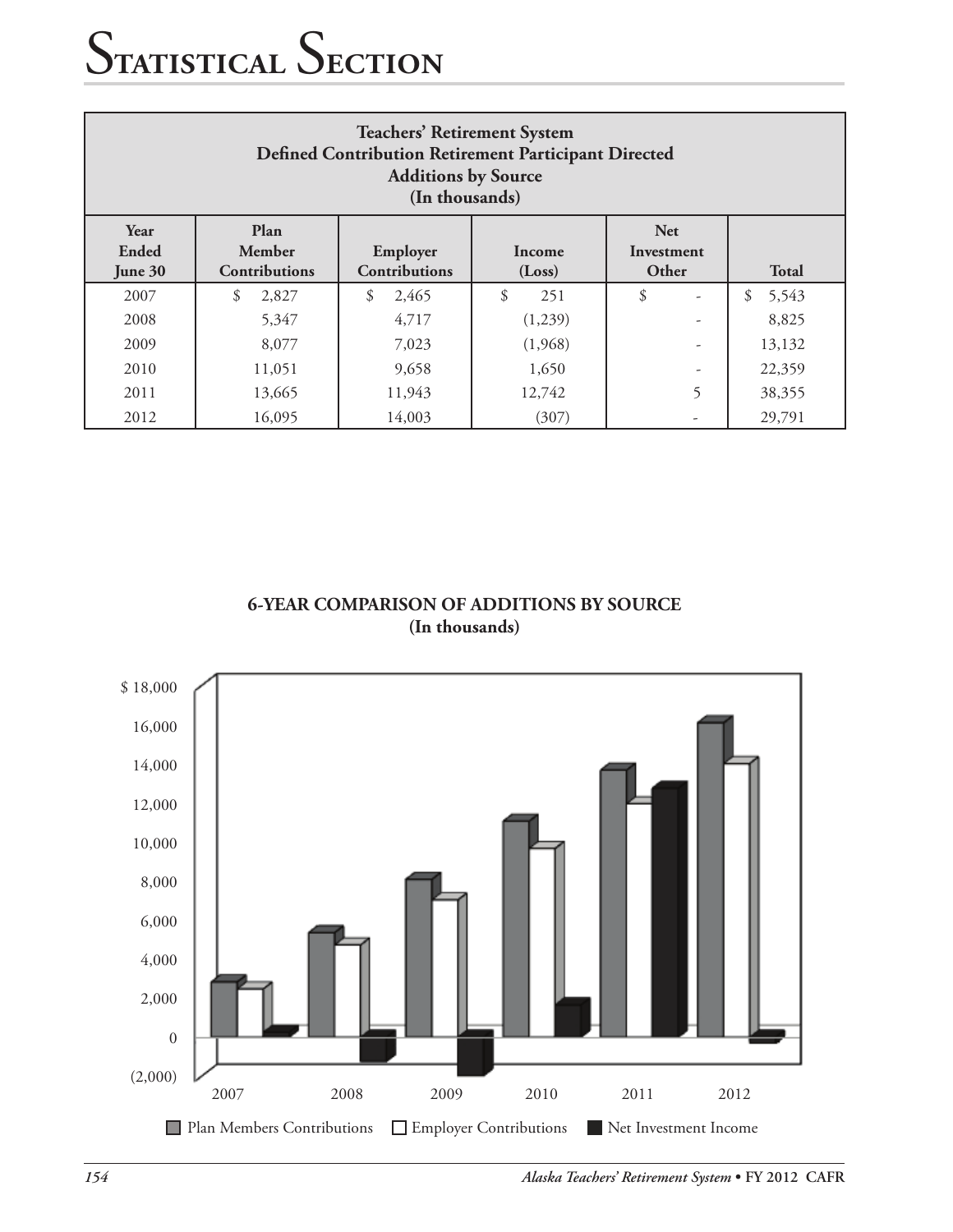# Statistical Section

| Teachers' Retirement System<br>Defined Contribution Retirement Participant Directed<br>Additions by Source<br>(In thousands) | | | | | |
|---|---|---|---|---|---|
| Year Ended June 30 | Plan Member Contributions | Employer Contributions | Income (Loss) | Net Investment Other | Total |
| 2007 | $ 2,827 | $ 2,465 | $ 251 | $ - | $ 5,543 |
| 2008 | 5,347 | 4,717 | (1,239) | - | 8,825 |
| 2009 | 8,077 | 7,023 | (1,968) | - | 13,132 |
| 2010 | 11,051 | 9,658 | 1,650 | - | 22,359 |
| 2011 | 13,665 | 11,943 | 12,742 | 5 | 38,355 |
| 2012 | 16,095 | 14,003 | (307) | - | 29,791 |

**6-YEAR COMPARISON OF ADDITIONS BY SOURCE**
**(In thousands)**

Plan Members Contributions | Employer Contributions | Net Investment Income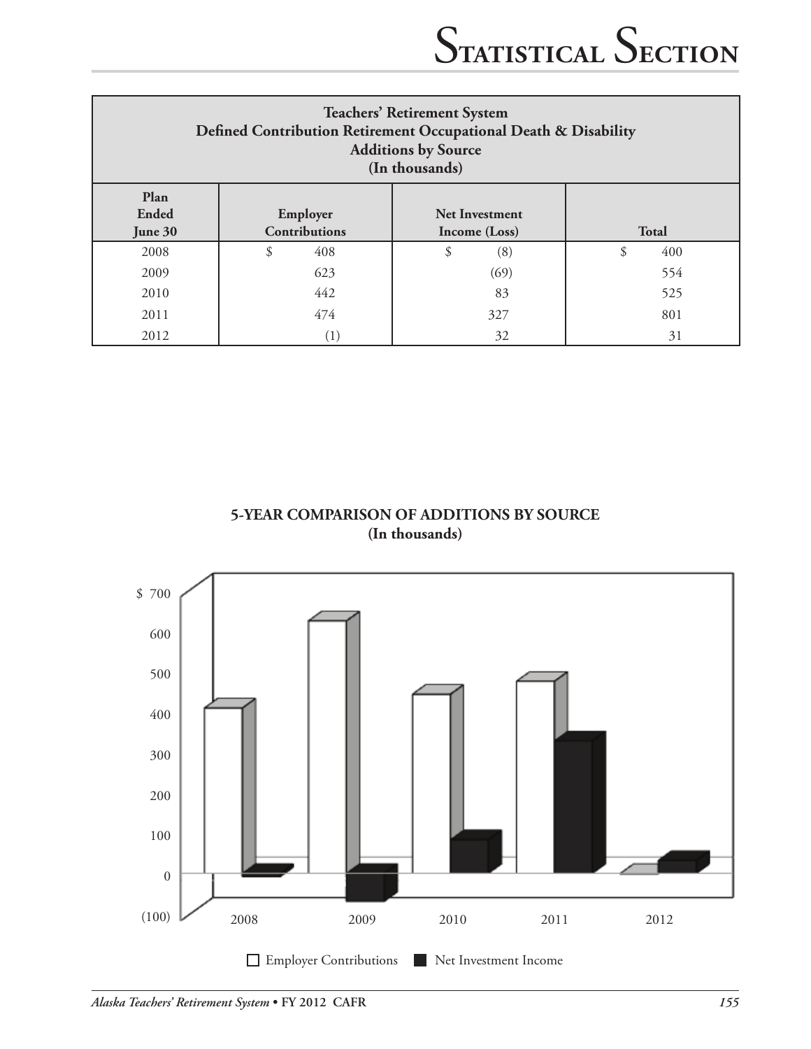| Teachers' Retirement System<br>Defined Contribution Retirement Occupational Death & Disability<br>Additions by Source<br>(In thousands) | | | |
|---|---|---|---|
| Plan Ended June 30 | Employer Contributions | Net Investment Income (Loss) | Total |
| 2008 | $ 408 | $ (8) | $ 400 |
| 2009 | 623 | (69) | 554 |
| 2010 | 442 | 83 | 525 |
| 2011 | 474 | 327 | 801 |
| 2012 | (1) | 32 | 31 |

**5-YEAR COMPARISON OF ADDITIONS BY SOURCE**
**(In thousands)**

$ 700
600
500
400
300
200
100
0
(100)

2008 2009 2010 2011 2012

☐ Employer Contributions ■ Net Investment Income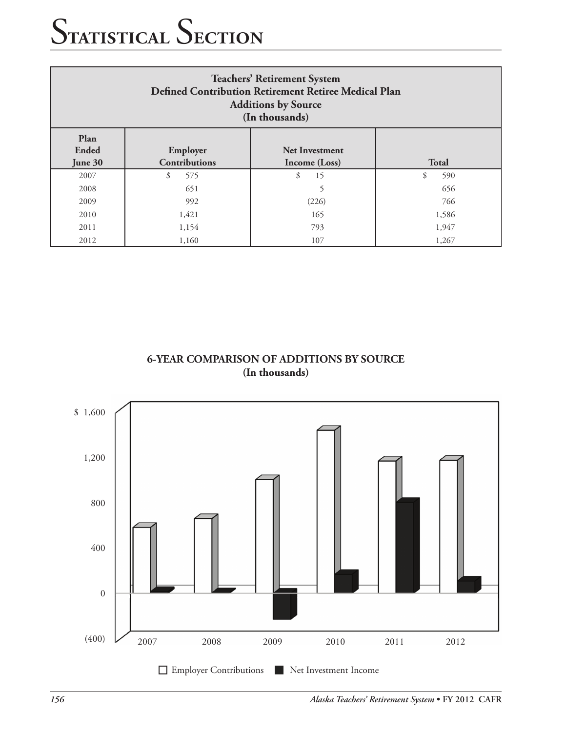# Statistical Section

| Teachers' Retirement System<br>Defined Contribution Retirement Retiree Medical Plan<br>Additions by Source<br>(In thousands) | | | |
|---|---|---|---|
| **Plan Ended June 30** | **Employer Contributions** | **Net Investment Income (Loss)** | **Total** |
| 2007 | $ 575 | $ 15 | $ 590 |
| 2008 | 651 | 5 | 656 |
| 2009 | 992 | (226) | 766 |
| 2010 | 1,421 | 165 | 1,586 |
| 2011 | 1,154 | 793 | 1,947 |
| 2012 | 1,160 | 107 | 1,267 |

**6-YEAR COMPARISON OF ADDITIONS BY SOURCE**
**(In thousands)**

$ 1,600
1,200
800
400
0
(400)

2007 2008 2009 2010 2011 2012

☐ Employer Contributions ■ Net Investment Income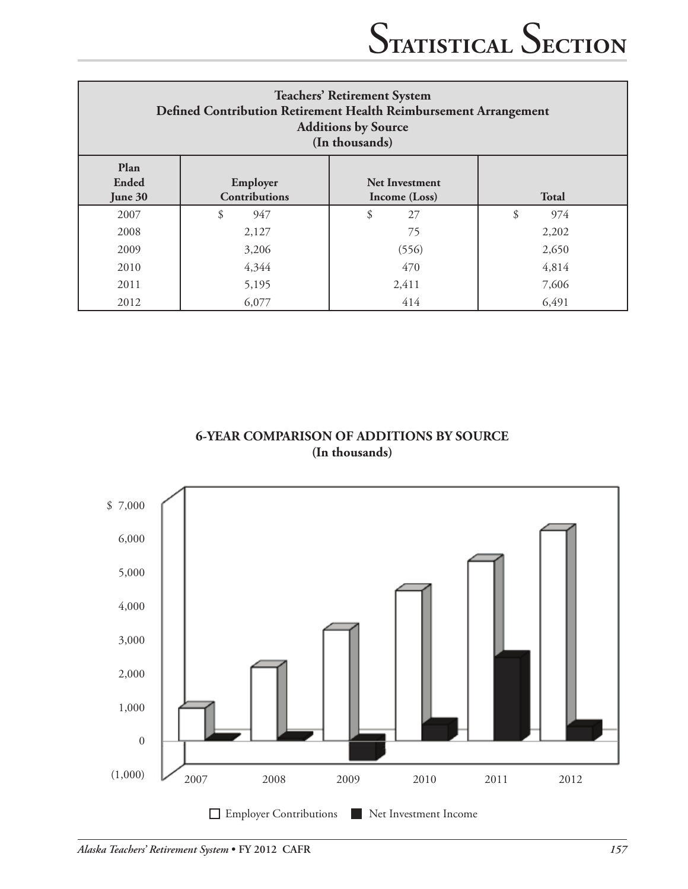| Teachers' Retirement System<br>Defined Contribution Retirement Health Reimbursement Arrangement<br>Additions by Source<br>(In thousands) | | | |
|---|---|---|---|
| Plan Ended June 30 | Employer Contributions | Net Investment Income (Loss) | Total |
| 2007 | $ 947 | $ 27 | $ 974 |
| 2008 | 2,127 | 75 | 2,202 |
| 2009 | 3,206 | (556) | 2,650 |
| 2010 | 4,344 | 470 | 4,814 |
| 2011 | 5,195 | 2,411 | 7,606 |
| 2012 | 6,077 | 414 | 6,491 |

**6-YEAR COMPARISON OF ADDITIONS BY SOURCE**
**(In thousands)**

$ 7,000
6,000
5,000
4,000
3,000
2,000
1,000
0
(1,000)

2007 2008 2009 2010 2011 2012

☐ Employer Contributions ■ Net Investment Income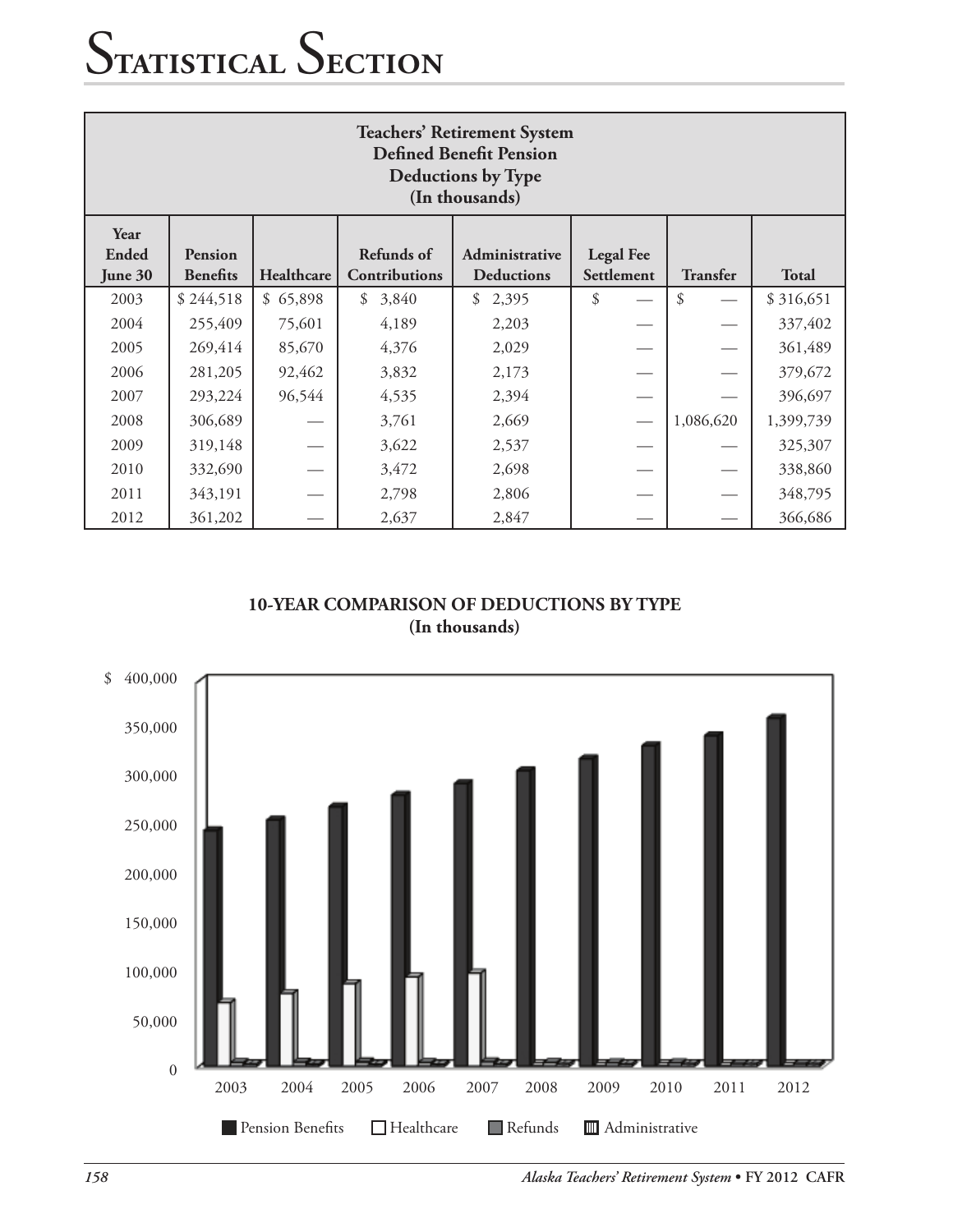# Statistical Section

| Teachers' Retirement System<br>Defined Benefit Pension<br>Deductions by Type<br>(In thousands) | | | | | | | |
|---|---|---|---|---|---|---|---|
| Year Ended June 30 | Pension Benefits | Healthcare | Refunds of Contributions | Administrative Deductions | Legal Fee Settlement | Transfer | Total |
| 2003 | $ 244,518 | $ 65,898 | $ 3,840 | $ 2,395 | $ — | $ — | $ 316,651 |
| 2004 | 255,409 | 75,601 | 4,189 | 2,203 | — | — | 337,402 |
| 2005 | 269,414 | 85,670 | 4,376 | 2,029 | — | — | 361,489 |
| 2006 | 281,205 | 92,462 | 3,832 | 2,173 | — | — | 379,672 |
| 2007 | 293,224 | 96,544 | 4,535 | 2,394 | — | — | 396,697 |
| 2008 | 306,689 | — | 3,761 | 2,669 | — | 1,086,620 | 1,399,739 |
| 2009 | 319,148 | — | 3,622 | 2,537 | — | — | 325,307 |
| 2010 | 332,690 | — | 3,472 | 2,698 | — | — | 338,860 |
| 2011 | 343,191 | — | 2,798 | 2,806 | — | — | 348,795 |
| 2012 | 361,202 | — | 2,637 | 2,847 | — | — | 366,686 |

**10-YEAR COMPARISON OF DEDUCTIONS BY TYPE**
**(In thousands)**

$ 400,000
350,000
300,000
250,000
200,000
150,000
100,000
50,000
0

2003 2004 2005 2006 2007 2008 2009 2010 2011 2012

Pension Benefits | Healthcare | Refunds | Administrative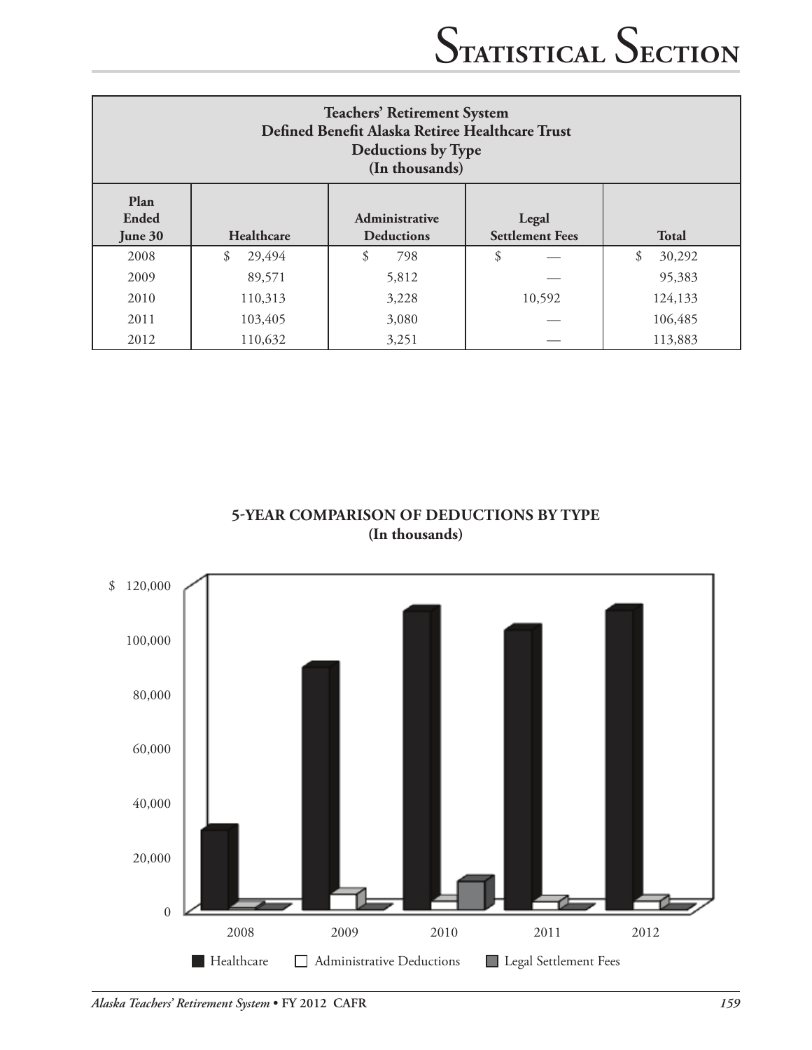| Teachers' Retirement System<br>Defined Benefit Alaska Retiree Healthcare Trust<br>Deductions by Type<br>(In thousands) | | | | |
|---|---|---|---|---|
| Plan Ended June 30 | Healthcare | Administrative Deductions | Legal Settlement Fees | Total |
| 2008 | $ 29,494 | $ 798 | $ — | $ 30,292 |
| 2009 | 89,571 | 5,812 | — | 95,383 |
| 2010 | 110,313 | 3,228 | 10,592 | 124,133 |
| 2011 | 103,405 | 3,080 | — | 106,485 |
| 2012 | 110,632 | 3,251 | — | 113,883 |

**5-YEAR COMPARISON OF DEDUCTIONS BY TYPE**
**(In thousands)**

$ 120,000
100,000
80,000
60,000
40,000
20,000
0

2008 2009 2010 2011 2012

Healthcare Administrative Deductions Legal Settlement Fees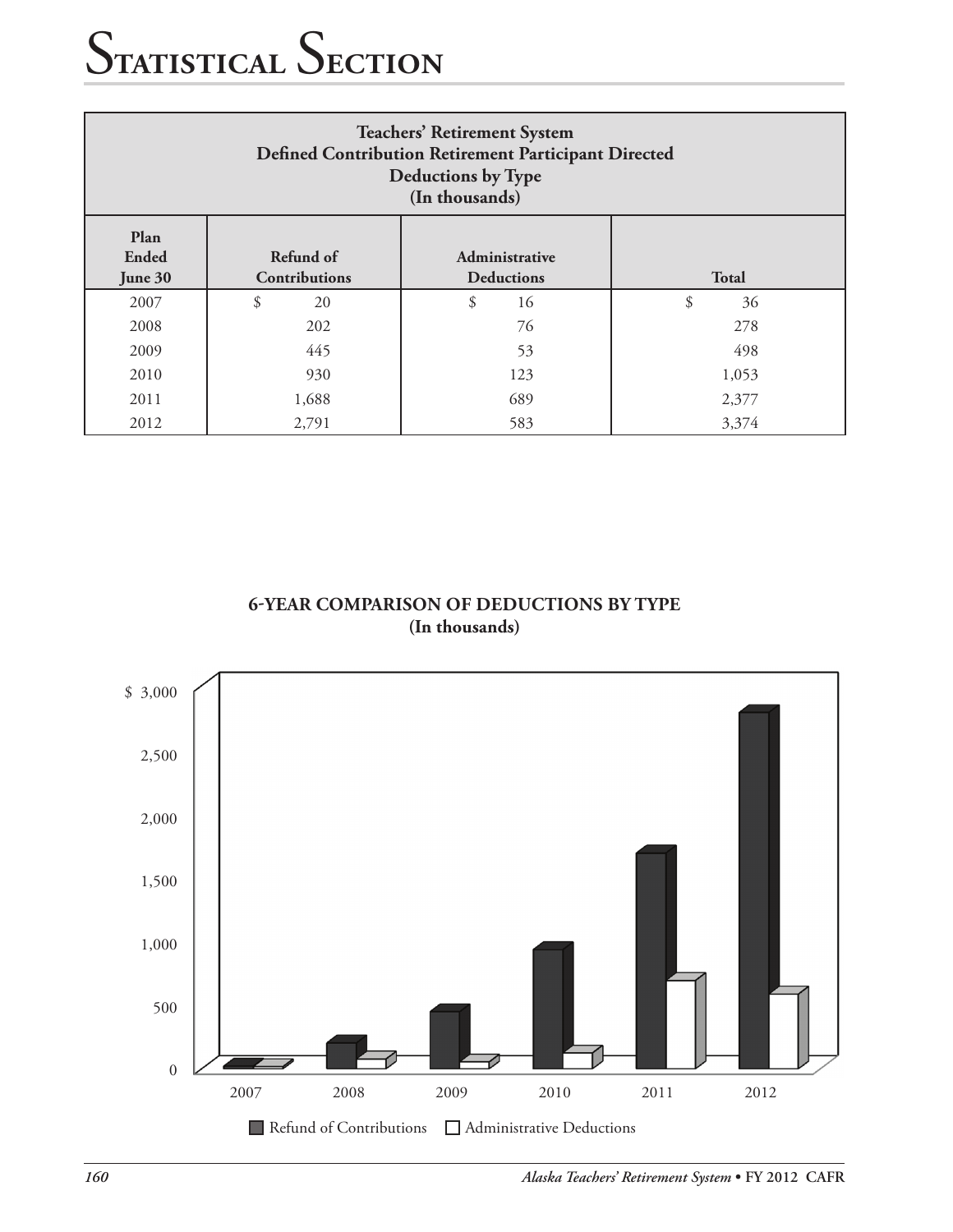# Statistical Section

**Teachers' Retirement System**
**Defined Contribution Retirement Participant Directed**
**Deductions by Type**
**(In thousands)**

| Plan Ended June 30 | Refund of Contributions | Administrative Deductions | Total |
|---|---|---|---|
| 2007 | $ 20 | $ 16 | $ 36 |
| 2008 | 202 | 76 | 278 |
| 2009 | 445 | 53 | 498 |
| 2010 | 930 | 123 | 1,053 |
| 2011 | 1,688 | 689 | 2,377 |
| 2012 | 2,791 | 583 | 3,374 |

**6-YEAR COMPARISON OF DEDUCTIONS BY TYPE**
**(In thousands)**

Refund of Contributions ☐ Administrative Deductions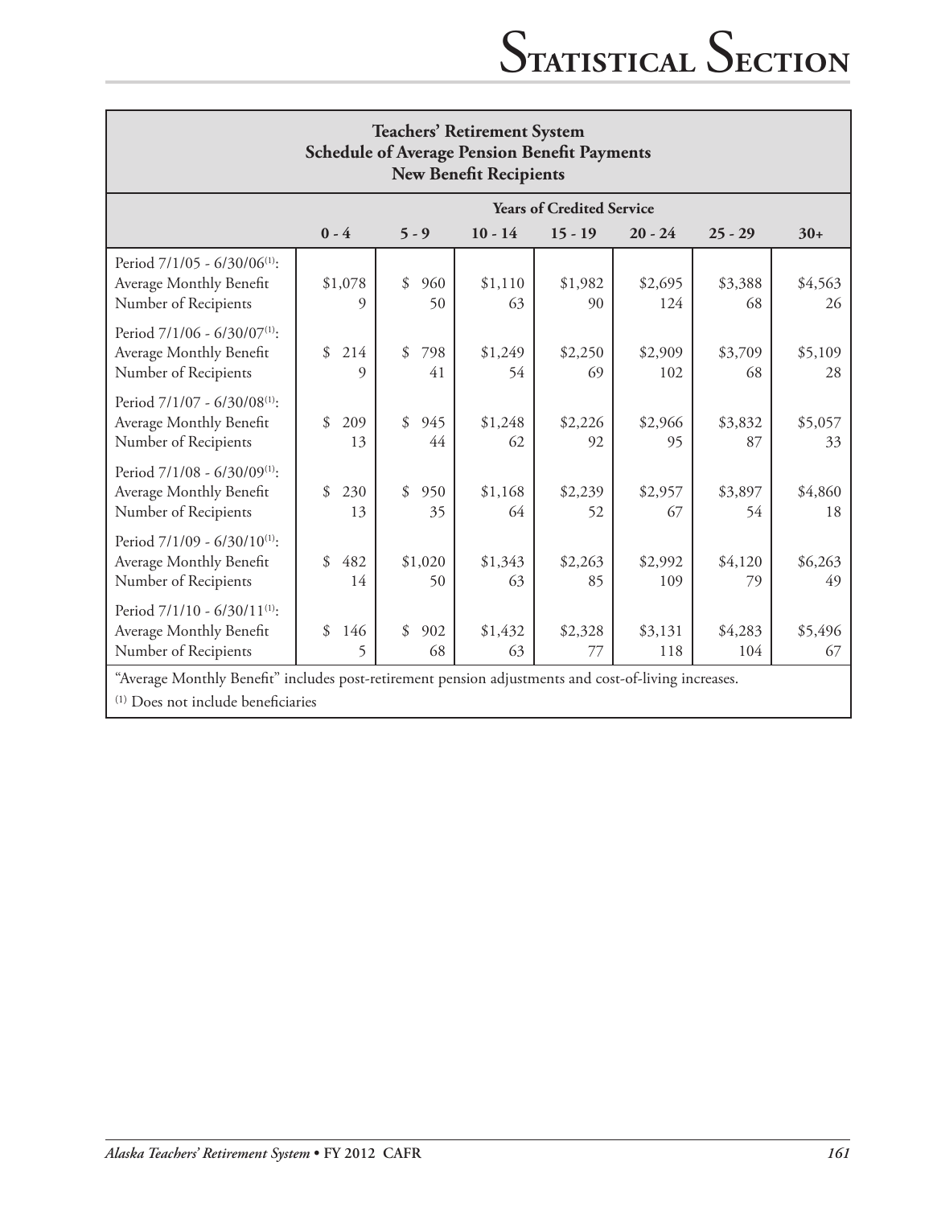## Teachers' Retirement System
### Schedule of Average Pension Benefit Payments
### New Benefit Recipients

| | Years of Credited Service | | | | | | |
|---|---|---|---|---|---|---|---|
| | 0 - 4 | 5 - 9 | 10 - 14 | 15 - 19 | 20 - 24 | 25 - 29 | 30+ |
| Period 7/1/05 - 6/30/06[(1)]: | | | | | | | |
| Average Monthly Benefit | $1,078 | $ 960 | $1,110 | $1,982 | $2,695 | $3,388 | $4,563 |
| Number of Recipients | 9 | 50 | 63 | 90 | 124 | 68 | 26 |
| Period 7/1/06 - 6/30/07[(1)]: | | | | | | | |
| Average Monthly Benefit | $ 214 | $ 798 | $1,249 | $2,250 | $2,909 | $3,709 | $5,109 |
| Number of Recipients | 9 | 41 | 54 | 69 | 102 | 68 | 28 |
| Period 7/1/07 - 6/30/08[(1)]: | | | | | | | |
| Average Monthly Benefit | $ 209 | $ 945 | $1,248 | $2,226 | $2,966 | $3,832 | $5,057 |
| Number of Recipients | 13 | 44 | 62 | 92 | 95 | 87 | 33 |
| Period 7/1/08 - 6/30/09[(1)]: | | | | | | | |
| Average Monthly Benefit | $ 230 | $ 950 | $1,168 | $2,239 | $2,957 | $3,897 | $4,860 |
| Number of Recipients | 13 | 35 | 64 | 52 | 67 | 54 | 18 |
| Period 7/1/09 - 6/30/10[(1)]: | | | | | | | |
| Average Monthly Benefit | $ 482 | $1,020 | $1,343 | $2,263 | $2,992 | $4,120 | $6,263 |
| Number of Recipients | 14 | 50 | 63 | 85 | 109 | 79 | 49 |
| Period 7/1/10 - 6/30/11[(1)]: | | | | | | | |
| Average Monthly Benefit | $ 146 | $ 902 | $1,432 | $2,328 | $3,131 | $4,283 | $5,496 |
| Number of Recipients | 5 | 68 | 63 | 77 | 118 | 104 | 67 |

"Average Monthly Benefit" includes post-retirement pension adjustments and cost-of-living increases.

[(1)] Does not include beneficiaries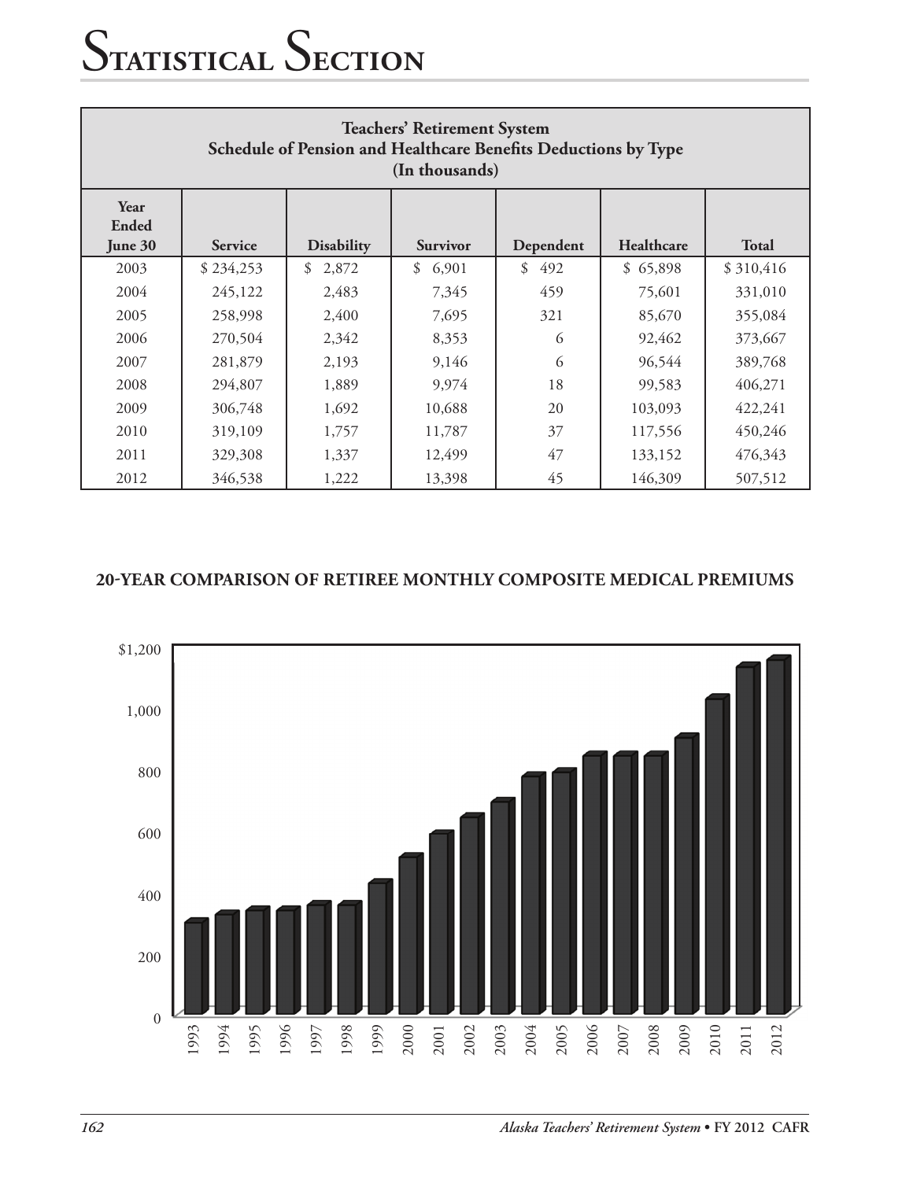# Statistical Section

| Teachers' Retirement System Schedule of Pension and Healthcare Benefits Deductions by Type (In thousands) | | | | | | |
|---|---|---|---|---|---|---|
| Year Ended June 30 | Service | Disability | Survivor | Dependent | Healthcare | Total |
| 2003 | $ 234,253 | $ 2,872 | $ 6,901 | $ 492 | $ 65,898 | $ 310,416 |
| 2004 | 245,122 | 2,483 | 7,345 | 459 | 75,601 | 331,010 |
| 2005 | 258,998 | 2,400 | 7,695 | 321 | 85,670 | 355,084 |
| 2006 | 270,504 | 2,342 | 8,353 | 6 | 92,462 | 373,667 |
| 2007 | 281,879 | 2,193 | 9,146 | 6 | 96,544 | 389,768 |
| 2008 | 294,807 | 1,889 | 9,974 | 18 | 99,583 | 406,271 |
| 2009 | 306,748 | 1,692 | 10,688 | 20 | 103,093 | 422,241 |
| 2010 | 319,109 | 1,757 | 11,787 | 37 | 117,556 | 450,246 |
| 2011 | 329,308 | 1,337 | 12,499 | 47 | 133,152 | 476,343 |
| 2012 | 346,538 | 1,222 | 13,398 | 45 | 146,309 | 507,512 |

**20-YEAR COMPARISON OF RETIREE MONTHLY COMPOSITE MEDICAL PREMIUMS**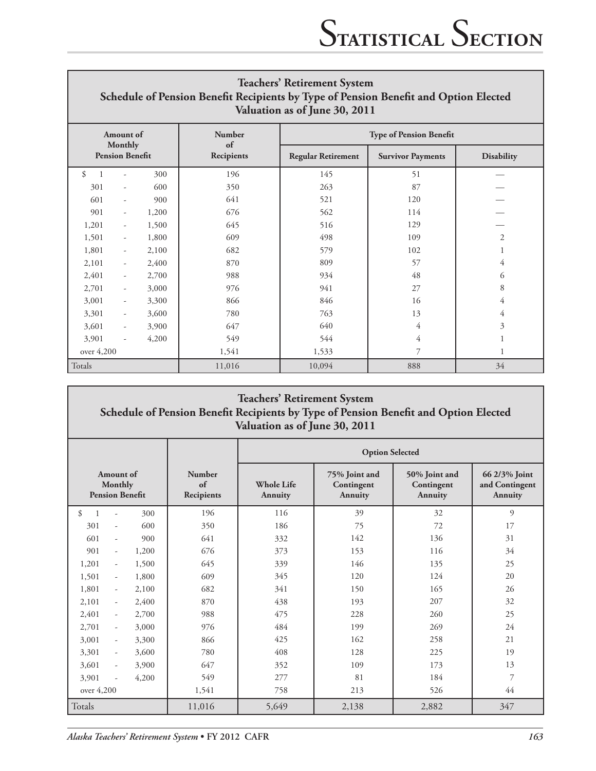# Statistical Section

**Teachers' Retirement System**
**Schedule of Pension Benefit Recipients by Type of Pension Benefit and Option Elected**
**Valuation as of June 30, 2011**

| Amount of Monthly Pension Benefit | Number of Recipients | Type of Pension Benefit | | |
|---|---|---|---|---|
| | | Regular Retirement | Survivor Payments | Disability |
| $ 1 - 300 | 196 | 145 | 51 | — |
| 301 - 600 | 350 | 263 | 87 | — |
| 601 - 900 | 641 | 521 | 120 | — |
| 901 - 1,200 | 676 | 562 | 114 | — |
| 1,201 - 1,500 | 645 | 516 | 129 | — |
| 1,501 - 1,800 | 609 | 498 | 109 | 2 |
| 1,801 - 2,100 | 682 | 579 | 102 | 1 |
| 2,101 - 2,400 | 870 | 809 | 57 | 4 |
| 2,401 - 2,700 | 988 | 934 | 48 | 6 |
| 2,701 - 3,000 | 976 | 941 | 27 | 8 |
| 3,001 - 3,300 | 866 | 846 | 16 | 4 |
| 3,301 - 3,600 | 780 | 763 | 13 | 4 |
| 3,601 - 3,900 | 647 | 640 | 4 | 3 |
| 3,901 - 4,200 | 549 | 544 | 4 | 1 |
| over 4,200 | 1,541 | 1,533 | 7 | 1 |
| Totals | 11,016 | 10,094 | 888 | 34 |

**Teachers' Retirement System**
**Schedule of Pension Benefit Recipients by Type of Pension Benefit and Option Elected**
**Valuation as of June 30, 2011**

| Amount of Monthly Pension Benefit | Number of Recipients | Option Selected | | | |
|---|---|---|---|---|---|
| | | Whole Life Annuity | 75% Joint and Contingent Annuity | 50% Joint and Contingent Annuity | 66 2/3% Joint and Contingent Annuity |
| $ 1 - 300 | 196 | 116 | 39 | 32 | 9 |
| 301 - 600 | 350 | 186 | 75 | 72 | 17 |
| 601 - 900 | 641 | 332 | 142 | 136 | 31 |
| 901 - 1,200 | 676 | 373 | 153 | 116 | 34 |
| 1,201 - 1,500 | 645 | 339 | 146 | 135 | 25 |
| 1,501 - 1,800 | 609 | 345 | 120 | 124 | 20 |
| 1,801 - 2,100 | 682 | 341 | 150 | 165 | 26 |
| 2,101 - 2,400 | 870 | 438 | 193 | 207 | 32 |
| 2,401 - 2,700 | 988 | 475 | 228 | 260 | 25 |
| 2,701 - 3,000 | 976 | 484 | 199 | 269 | 24 |
| 3,001 - 3,300 | 866 | 425 | 162 | 258 | 21 |
| 3,301 - 3,600 | 780 | 408 | 128 | 225 | 19 |
| 3,601 - 3,900 | 647 | 352 | 109 | 173 | 13 |
| 3,901 - 4,200 | 549 | 277 | 81 | 184 | 7 |
| over 4,200 | 1,541 | 758 | 213 | 526 | 44 |
| Totals | 11,016 | 5,649 | 2,138 | 2,882 | 347 |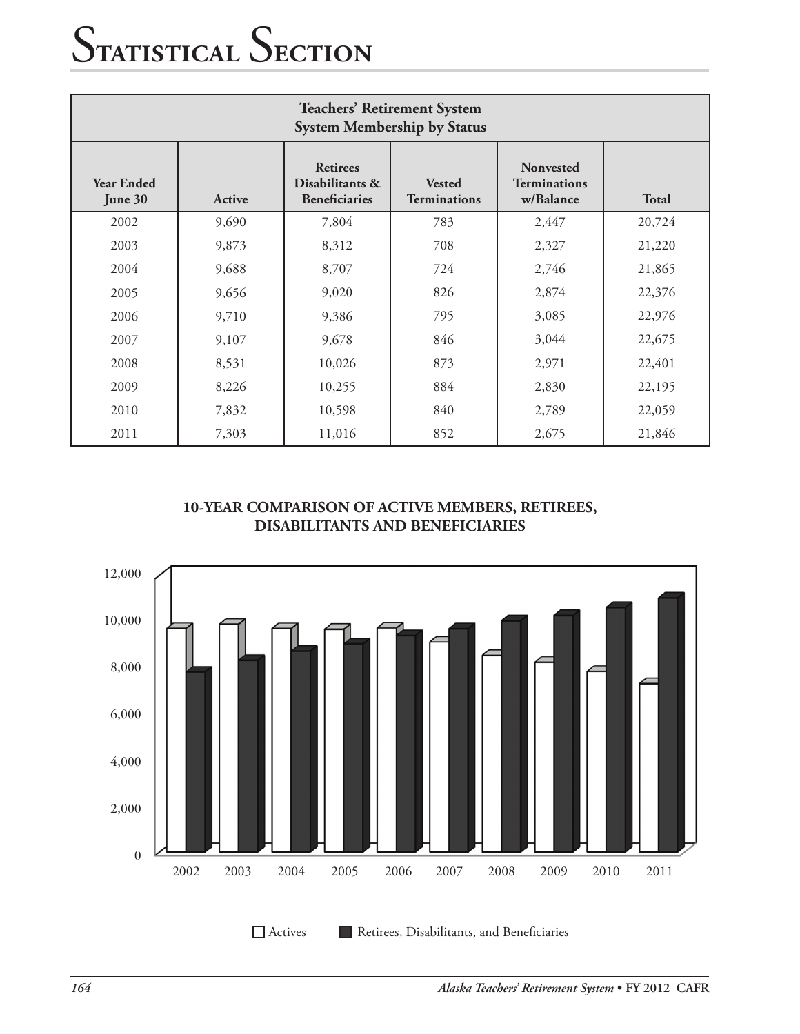# Statistical Section

| Teachers' Retirement System<br>System Membership by Status | | | | | |
|---|---|---|---|---|---|
| **Year Ended June 30** | **Active** | **Retirees Disabilitants & Beneficiaries** | **Vested Terminations** | **Nonvested Terminations w/Balance** | **Total** |
| 2002 | 9,690 | 7,804 | 783 | 2,447 | 20,724 |
| 2003 | 9,873 | 8,312 | 708 | 2,327 | 21,220 |
| 2004 | 9,688 | 8,707 | 724 | 2,746 | 21,865 |
| 2005 | 9,656 | 9,020 | 826 | 2,874 | 22,376 |
| 2006 | 9,710 | 9,386 | 795 | 3,085 | 22,976 |
| 2007 | 9,107 | 9,678 | 846 | 3,044 | 22,675 |
| 2008 | 8,531 | 10,026 | 873 | 2,971 | 22,401 |
| 2009 | 8,226 | 10,255 | 884 | 2,830 | 22,195 |
| 2010 | 7,832 | 10,598 | 840 | 2,789 | 22,059 |
| 2011 | 7,303 | 11,016 | 852 | 2,675 | 21,846 |

**10-YEAR COMPARISON OF ACTIVE MEMBERS, RETIREES, DISABILITANTS AND BENEFICIARIES**

Actives ■ Retirees, Disabilitants, and Beneficiaries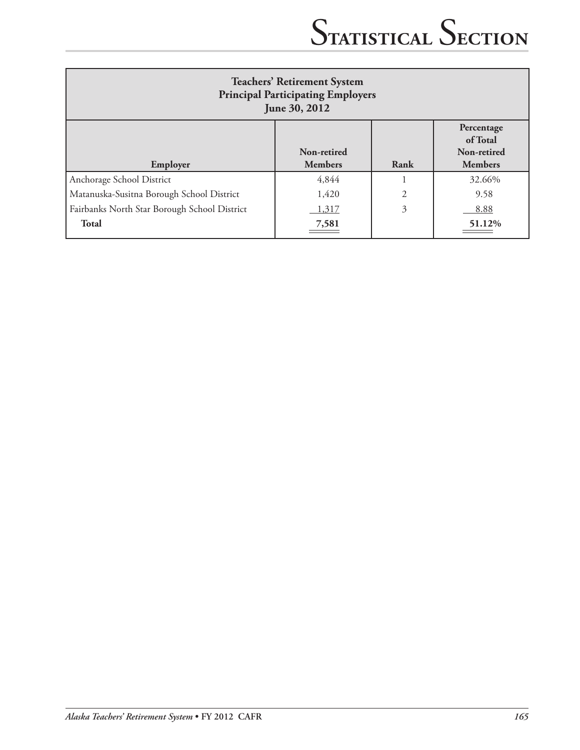## Teachers' Retirement System
## Principal Participating Employers
## June 30, 2012

| Employer | Non-retired Members | Rank | Percentage of Total Non-retired Members |
|---|---|---|---|
| Anchorage School District | 4,844 | 1 | 32.66% |
| Matanuska-Susitna Borough School District | 1,420 | 2 | 9.58 |
| Fairbanks North Star Borough School District | 1,317 | 3 | 8.88 |
| **Total** | **7,581** | | **51.12%** |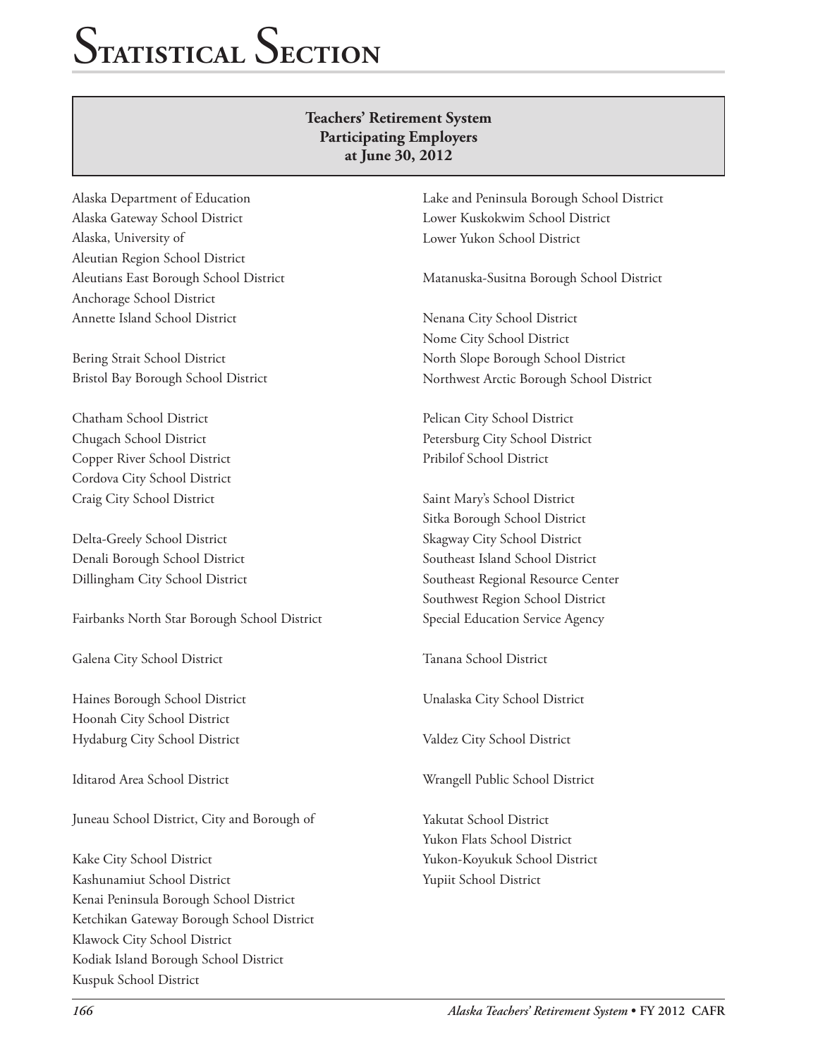# Statistical Section

## Teachers' Retirement System
## Participating Employers
## at June 30, 2012

Alaska Department of Education
Alaska Gateway School District
Alaska, University of
Aleutian Region School District
Aleutians East Borough School District
Anchorage School District
Annette Island School District

Bering Strait School District
Bristol Bay Borough School District

Chatham School District
Chugach School District
Copper River School District
Cordova City School District
Craig City School District

Delta-Greely School District
Denali Borough School District
Dillingham City School District

Fairbanks North Star Borough School District

Galena City School District

Haines Borough School District
Hoonah City School District
Hydaburg City School District

Iditarod Area School District

Juneau School District, City and Borough of

Kake City School District
Kashunamiut School District
Kenai Peninsula Borough School District
Ketchikan Gateway Borough School District
Klawock City School District
Kodiak Island Borough School District
Kuspuk School District

Lake and Peninsula Borough School District
Lower Kuskokwim School District
Lower Yukon School District

Matanuska-Susitna Borough School District

Nenana City School District
Nome City School District
North Slope Borough School District
Northwest Arctic Borough School District

Pelican City School District
Petersburg City School District
Pribilof School District

Saint Mary's School District
Sitka Borough School District
Skagway City School District
Southeast Island School District
Southeast Regional Resource Center
Southwest Region School District
Special Education Service Agency

Tanana School District

Unalaska City School District

Valdez City School District

Wrangell Public School District

Yakutat School District
Yukon Flats School District
Yukon-Koyukuk School District
Yupiit School District